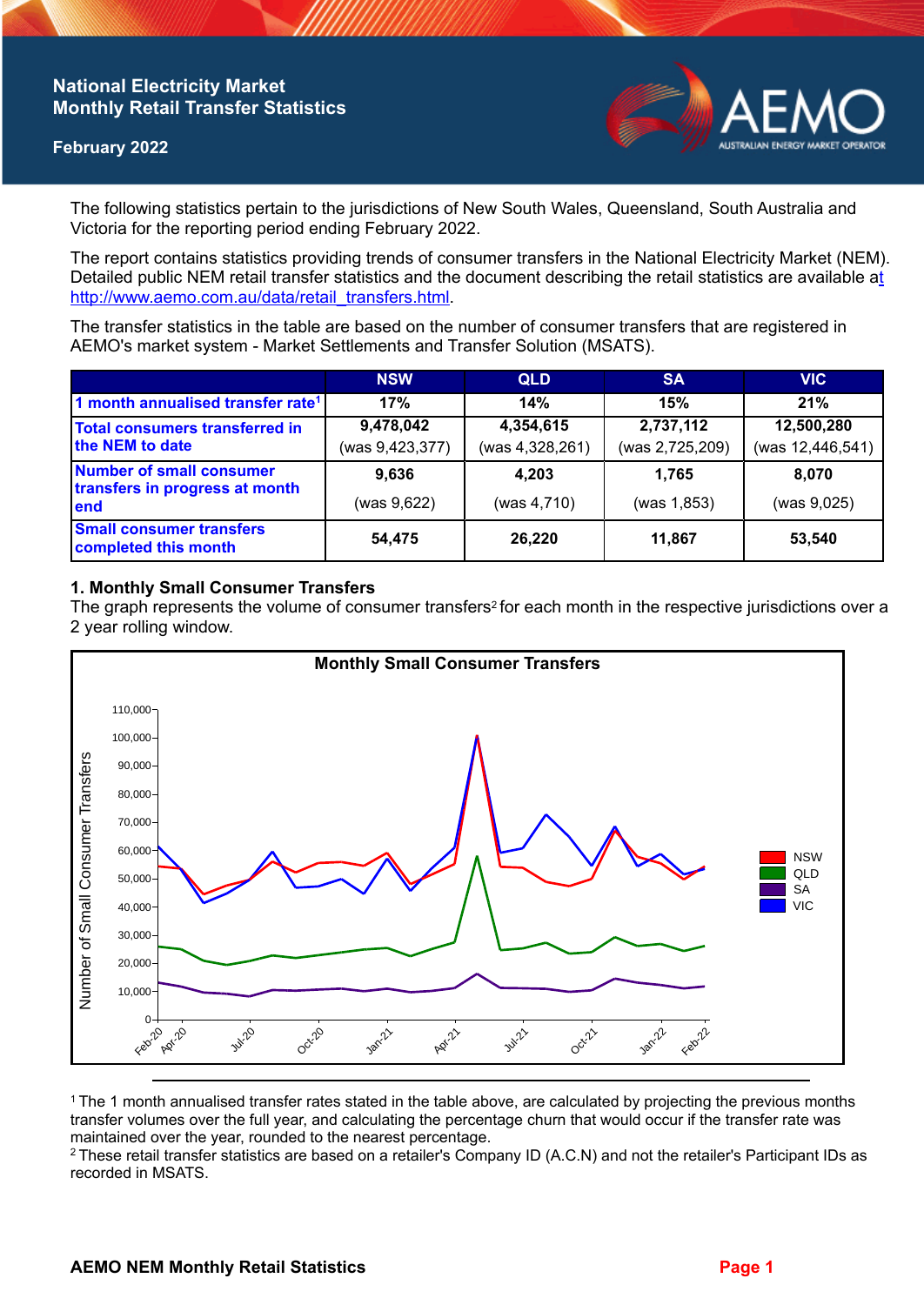# National Electricity Market Monthly Retail Transfer Statistics

**February 2022**

The following statistics pertain to the jurisdictions of New South Wales, Queensland, South Australia and Victoria for the reporting period ending February 2022.

The report contains statistics providing trends of consumer transfers in the National Electricity Market (NEM). Detailed public NEM retail transfer statistics and the document describing the retail statistics are available at http://www.aemo.com.au/data/retail_transfers.html.

The transfer statistics in the table are based on the number of consumer transfers that are registered in AEMO's market system - Market Settlements and Transfer Solution (MSATS).

| | NSW | QLD | SA | VIC |
|---|---|---|---|---|
| 1 month annualised transfer rate[1] | 17% | 14% | 15% | 21% |
| Total consumers transferred in the NEM to date | 9,478,042 (was 9,423,377) | 4,354,615 (was 4,328,261) | 2,737,112 (was 2,725,209) | 12,500,280 (was 12,446,541) |
| Number of small consumer transfers in progress at month end | 9,636 (was 9,622) | 4,203 (was 4,710) | 1,765 (was 1,853) | 8,070 (was 9,025) |
| Small consumer transfers completed this month | 54,475 | 26,220 | 11,867 | 53,540 |

## 1. Monthly Small Consumer Transfers

The graph represents the volume of consumer transfers[2] for each month in the respective jurisdictions over a 2 year rolling window.

**Monthly Small Consumer Transfers**

[1] The 1 month annualised transfer rates stated in the table above, are calculated by projecting the previous months transfer volumes over the full year, and calculating the percentage churn that would occur if the transfer rate was maintained over the year, rounded to the nearest percentage.

[2] These retail transfer statistics are based on a retailer's Company ID (A.C.N) and not the retailer's Participant IDs as recorded in MSATS.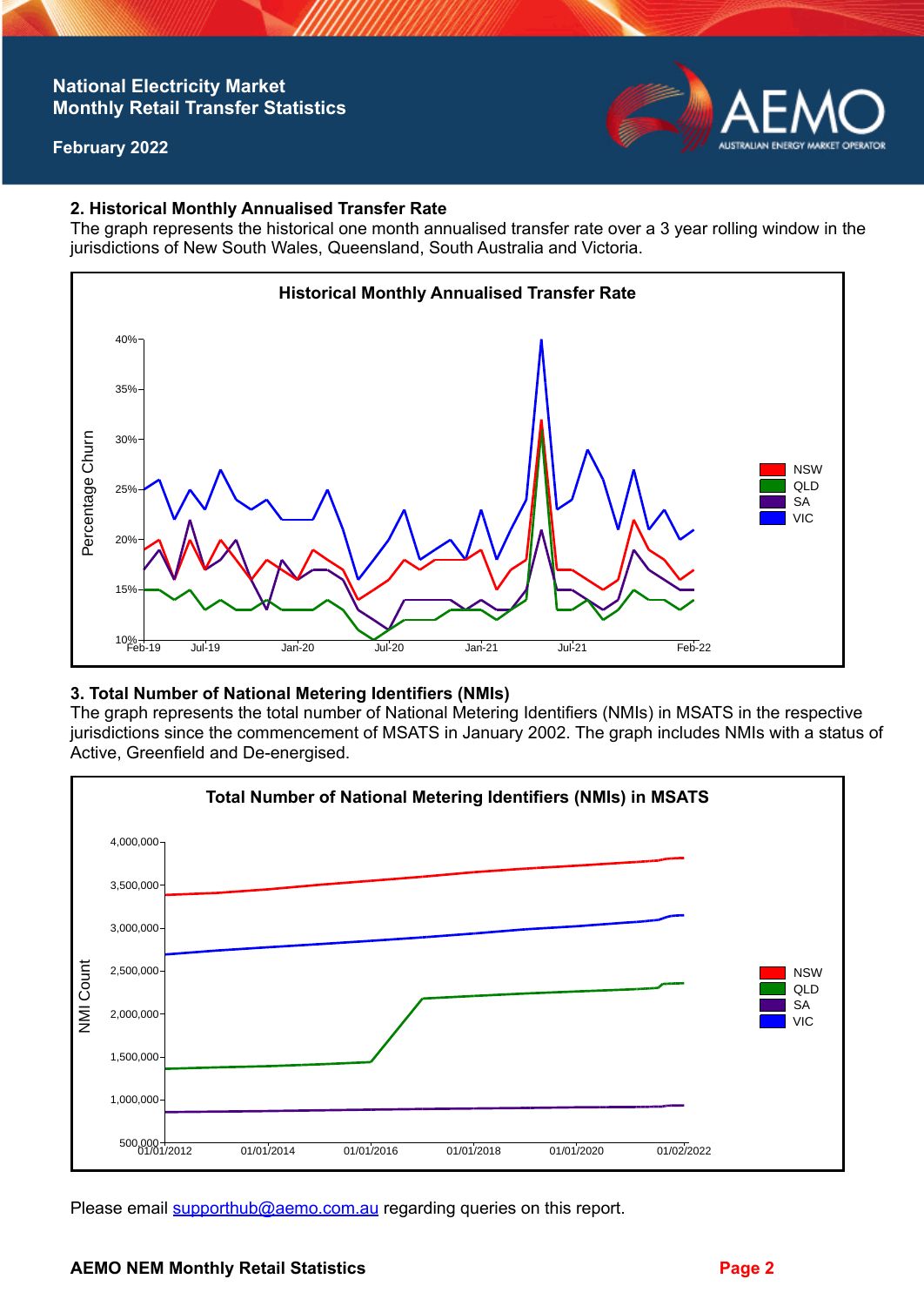## 2. Historical Monthly Annualised Transfer Rate

The graph represents the historical one month annualised transfer rate over a 3 year rolling window in the jurisdictions of New South Wales, Queensland, South Australia and Victoria.

**Historical Monthly Annualised Transfer Rate**

Percentage Churn

40%
35%
30%
25%
20%
15%
10%

Feb-19 Jul-19 Jan-20 Jul-20 Jan-21 Jul-21 Feb-22

NSW
QLD
SA
VIC

## 3. Total Number of National Metering Identifiers (NMIs)

The graph represents the total number of National Metering Identifiers (NMIs) in MSATS in the respective jurisdictions since the commencement of MSATS in January 2002. The graph includes NMIs with a status of Active, Greenfield and De-energised.

**Total Number of National Metering Identifiers (NMIs) in MSATS**

NMI Count

4,000,000
3,500,000
3,000,000
2,500,000
2,000,000
1,500,000
1,000,000
500,000

01/01/2012 01/01/2014 01/01/2016 01/01/2018 01/01/2020 01/02/2022

NSW
QLD
SA
VIC

Please email supporthub@aemo.com.au regarding queries on this report.